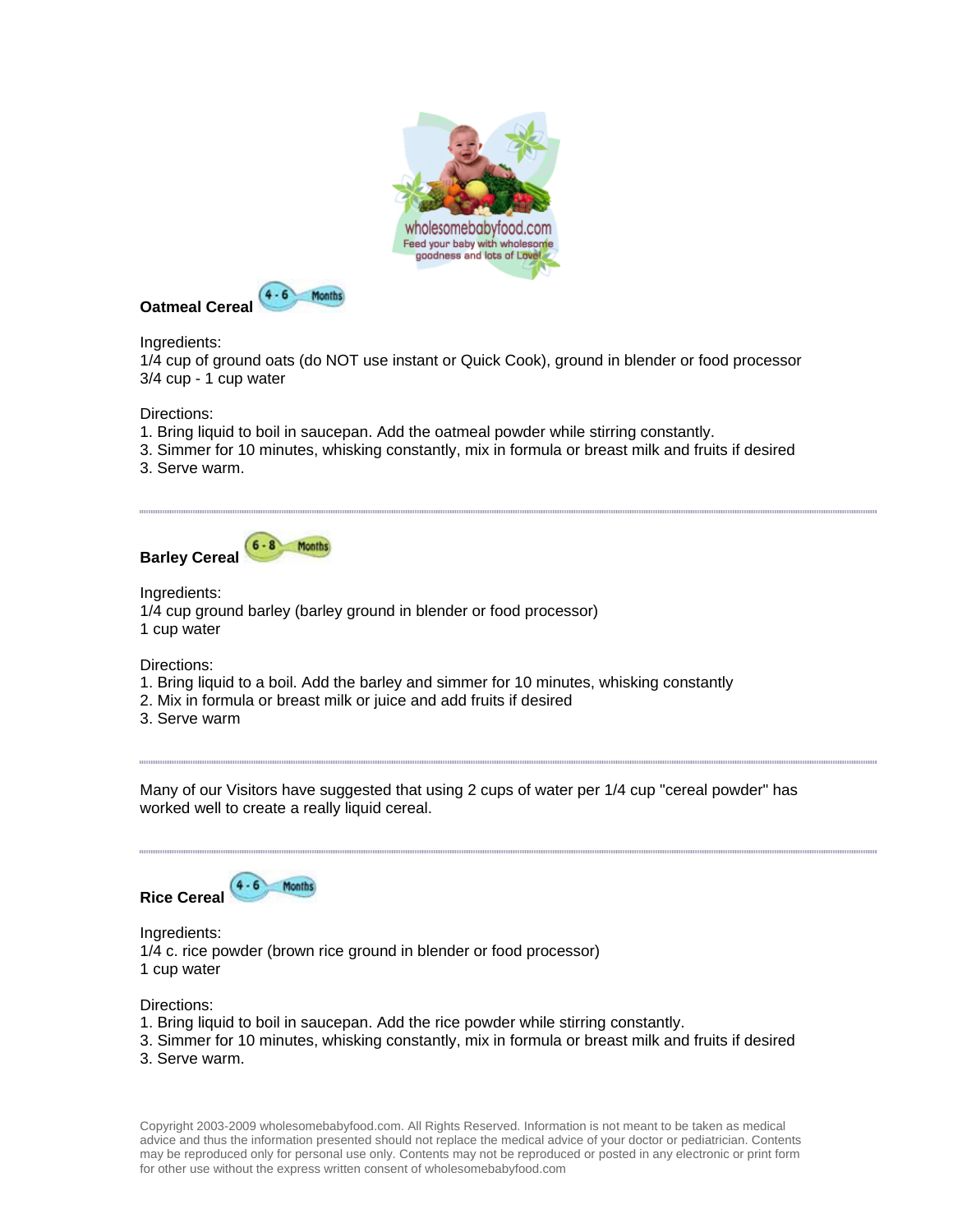**Oatmeal Cereal** 4 - 6 Months

Ingredients:
1/4 cup of ground oats (do NOT use instant or Quick Cook), ground in blender or food processor
3/4 cup - 1 cup water

Directions:
1. Bring liquid to boil in saucepan. Add the oatmeal powder while stirring constantly.
3. Simmer for 10 minutes, whisking constantly, mix in formula or breast milk and fruits if desired
3. Serve warm.

---

**Barley Cereal** 6 - 8 Months

Ingredients:
1/4 cup ground barley (barley ground in blender or food processor)
1 cup water

Directions:
1. Bring liquid to a boil. Add the barley and simmer for 10 minutes, whisking constantly
2. Mix in formula or breast milk or juice and add fruits if desired
3. Serve warm

---

Many of our Visitors have suggested that using 2 cups of water per 1/4 cup "cereal powder" has worked well to create a really liquid cereal.

---

**Rice Cereal** 4 - 6 Months

Ingredients:
1/4 c. rice powder (brown rice ground in blender or food processor)
1 cup water

Directions:
1. Bring liquid to boil in saucepan. Add the rice powder while stirring constantly.
3. Simmer for 10 minutes, whisking constantly, mix in formula or breast milk and fruits if desired
3. Serve warm.

Copyright 2003-2009 wholesomebabyfood.com. All Rights Reserved. Information is not meant to be taken as medical advice and thus the information presented should not replace the medical advice of your doctor or pediatrician. Contents may be reproduced only for personal use only. Contents may not be reproduced or posted in any electronic or print form for other use without the express written consent of wholesomebabyfood.com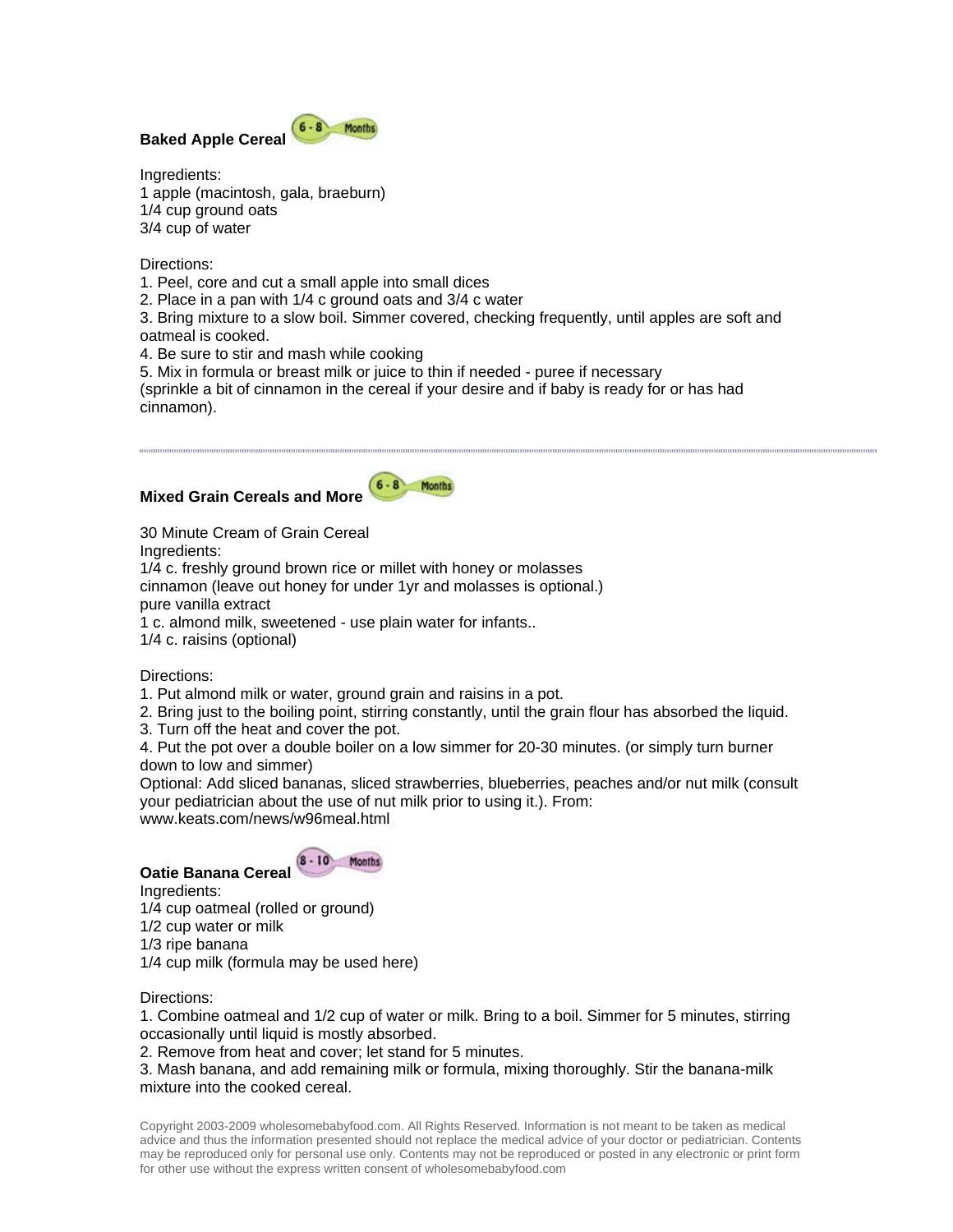**Baked Apple Cereal** 6 - 8 Months

Ingredients:
1 apple (macintosh, gala, braeburn)
1/4 cup ground oats
3/4 cup of water

Directions:
1. Peel, core and cut a small apple into small dices
2. Place in a pan with 1/4 c ground oats and 3/4 c water
3. Bring mixture to a slow boil. Simmer covered, checking frequently, until apples are soft and oatmeal is cooked.
4. Be sure to stir and mash while cooking
5. Mix in formula or breast milk or juice to thin if needed - puree if necessary

(sprinkle a bit of cinnamon in the cereal if your desire and if baby is ready for or has had cinnamon).

---

**Mixed Grain Cereals and More** 6 - 8 Months

30 Minute Cream of Grain Cereal
Ingredients:
1/4 c. freshly ground brown rice or millet with honey or molasses
cinnamon (leave out honey for under 1yr and molasses is optional.)
pure vanilla extract
1 c. almond milk, sweetened - use plain water for infants..
1/4 c. raisins (optional)

Directions:
1. Put almond milk or water, ground grain and raisins in a pot.
2. Bring just to the boiling point, stirring constantly, until the grain flour has absorbed the liquid.
3. Turn off the heat and cover the pot.
4. Put the pot over a double boiler on a low simmer for 20-30 minutes. (or simply turn burner down to low and simmer)

Optional: Add sliced bananas, sliced strawberries, blueberries, peaches and/or nut milk (consult your pediatrician about the use of nut milk prior to using it.). From: www.keats.com/news/w96meal.html

**Oatie Banana Cereal** 8 - 10 Months

Ingredients:
1/4 cup oatmeal (rolled or ground)
1/2 cup water or milk
1/3 ripe banana
1/4 cup milk (formula may be used here)

Directions:
1. Combine oatmeal and 1/2 cup of water or milk. Bring to a boil. Simmer for 5 minutes, stirring occasionally until liquid is mostly absorbed.
2. Remove from heat and cover; let stand for 5 minutes.
3. Mash banana, and add remaining milk or formula, mixing thoroughly. Stir the banana-milk mixture into the cooked cereal.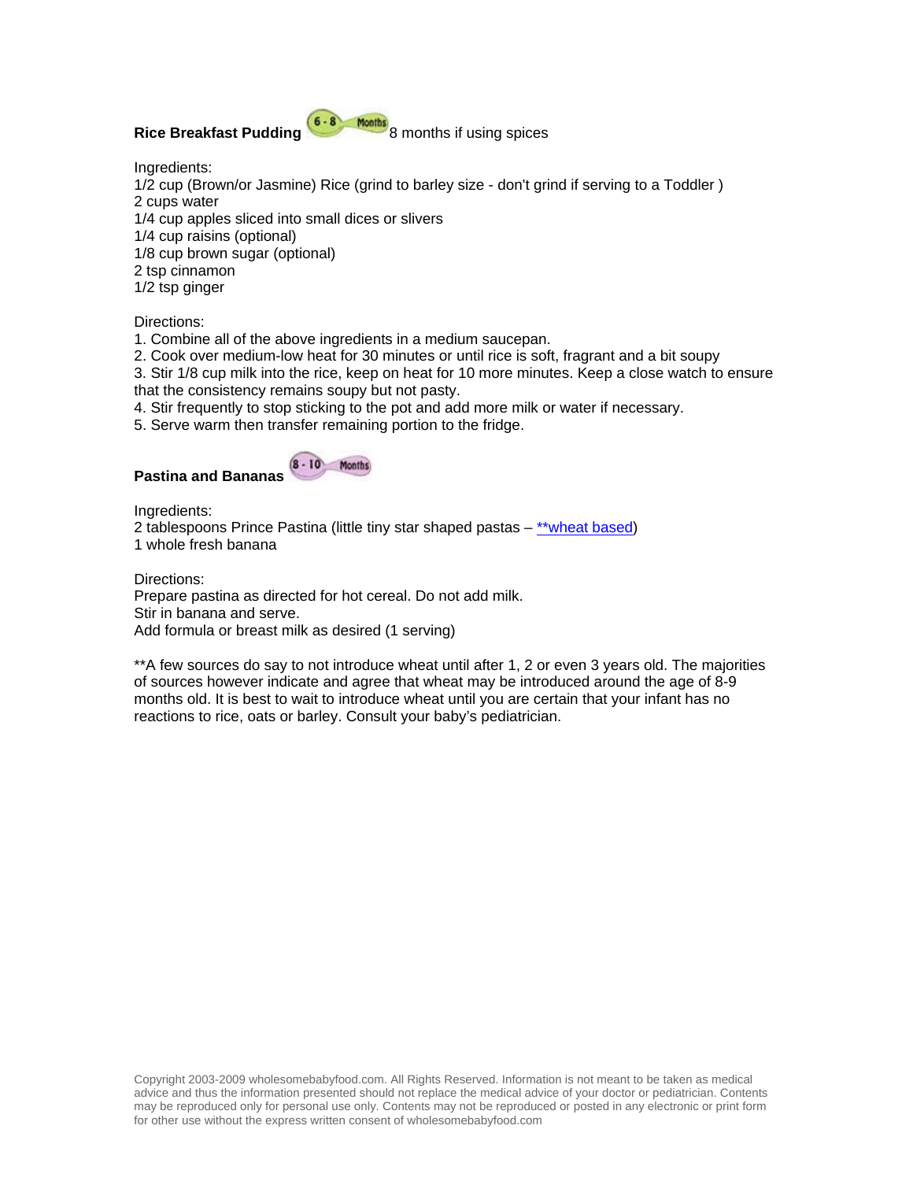**Rice Breakfast Pudding** 6 - 8 Months 8 months if using spices

Ingredients:
1/2 cup (Brown/or Jasmine) Rice (grind to barley size - don't grind if serving to a Toddler )
2 cups water
1/4 cup apples sliced into small dices or slivers
1/4 cup raisins (optional)
1/8 cup brown sugar (optional)
2 tsp cinnamon
1/2 tsp ginger

Directions:
1. Combine all of the above ingredients in a medium saucepan.
2. Cook over medium-low heat for 30 minutes or until rice is soft, fragrant and a bit soupy
3. Stir 1/8 cup milk into the rice, keep on heat for 10 more minutes. Keep a close watch to ensure that the consistency remains soupy but not pasty.
4. Stir frequently to stop sticking to the pot and add more milk or water if necessary.
5. Serve warm then transfer remaining portion to the fridge.

**Pastina and Bananas** 8 - 10 Months

Ingredients:
2 tablespoons Prince Pastina (little tiny star shaped pastas – **wheat based)
1 whole fresh banana

Directions:
Prepare pastina as directed for hot cereal. Do not add milk.
Stir in banana and serve.
Add formula or breast milk as desired (1 serving)

**A few sources do say to not introduce wheat until after 1, 2 or even 3 years old. The majorities of sources however indicate and agree that wheat may be introduced around the age of 8-9 months old. It is best to wait to introduce wheat until you are certain that your infant has no reactions to rice, oats or barley. Consult your baby's pediatrician.

Copyright 2003-2009 wholesomebabyfood.com. All Rights Reserved. Information is not meant to be taken as medical advice and thus the information presented should not replace the medical advice of your doctor or pediatrician. Contents may be reproduced only for personal use only. Contents may not be reproduced or posted in any electronic or print form for other use without the express written consent of wholesomebabyfood.com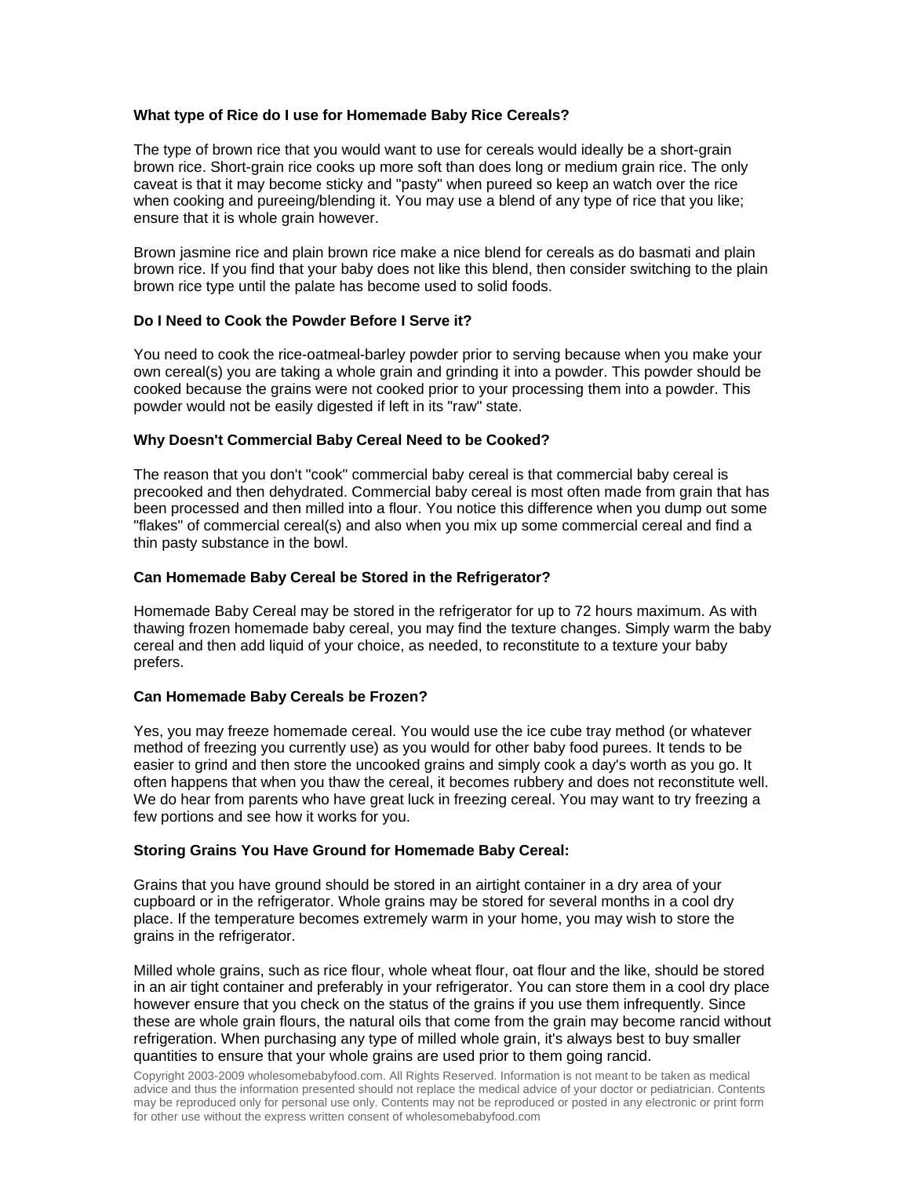**What type of Rice do I use for Homemade Baby Rice Cereals?**

The type of brown rice that you would want to use for cereals would ideally be a short-grain brown rice. Short-grain rice cooks up more soft than does long or medium grain rice. The only caveat is that it may become sticky and "pasty" when pureed so keep an watch over the rice when cooking and pureeing/blending it. You may use a blend of any type of rice that you like; ensure that it is whole grain however.

Brown jasmine rice and plain brown rice make a nice blend for cereals as do basmati and plain brown rice. If you find that your baby does not like this blend, then consider switching to the plain brown rice type until the palate has become used to solid foods.

**Do I Need to Cook the Powder Before I Serve it?**

You need to cook the rice-oatmeal-barley powder prior to serving because when you make your own cereal(s) you are taking a whole grain and grinding it into a powder. This powder should be cooked because the grains were not cooked prior to your processing them into a powder. This powder would not be easily digested if left in its "raw" state.

**Why Doesn't Commercial Baby Cereal Need to be Cooked?**

The reason that you don't "cook" commercial baby cereal is that commercial baby cereal is precooked and then dehydrated. Commercial baby cereal is most often made from grain that has been processed and then milled into a flour. You notice this difference when you dump out some "flakes" of commercial cereal(s) and also when you mix up some commercial cereal and find a thin pasty substance in the bowl.

**Can Homemade Baby Cereal be Stored in the Refrigerator?**

Homemade Baby Cereal may be stored in the refrigerator for up to 72 hours maximum. As with thawing frozen homemade baby cereal, you may find the texture changes. Simply warm the baby cereal and then add liquid of your choice, as needed, to reconstitute to a texture your baby prefers.

**Can Homemade Baby Cereals be Frozen?**

Yes, you may freeze homemade cereal. You would use the ice cube tray method (or whatever method of freezing you currently use) as you would for other baby food purees. It tends to be easier to grind and then store the uncooked grains and simply cook a day's worth as you go. It often happens that when you thaw the cereal, it becomes rubbery and does not reconstitute well. We do hear from parents who have great luck in freezing cereal. You may want to try freezing a few portions and see how it works for you.

**Storing Grains You Have Ground for Homemade Baby Cereal:**

Grains that you have ground should be stored in an airtight container in a dry area of your cupboard or in the refrigerator. Whole grains may be stored for several months in a cool dry place. If the temperature becomes extremely warm in your home, you may wish to store the grains in the refrigerator.

Milled whole grains, such as rice flour, whole wheat flour, oat flour and the like, should be stored in an air tight container and preferably in your refrigerator. You can store them in a cool dry place however ensure that you check on the status of the grains if you use them infrequently. Since these are whole grain flours, the natural oils that come from the grain may become rancid without refrigeration. When purchasing any type of milled whole grain, it's always best to buy smaller quantities to ensure that your whole grains are used prior to them going rancid.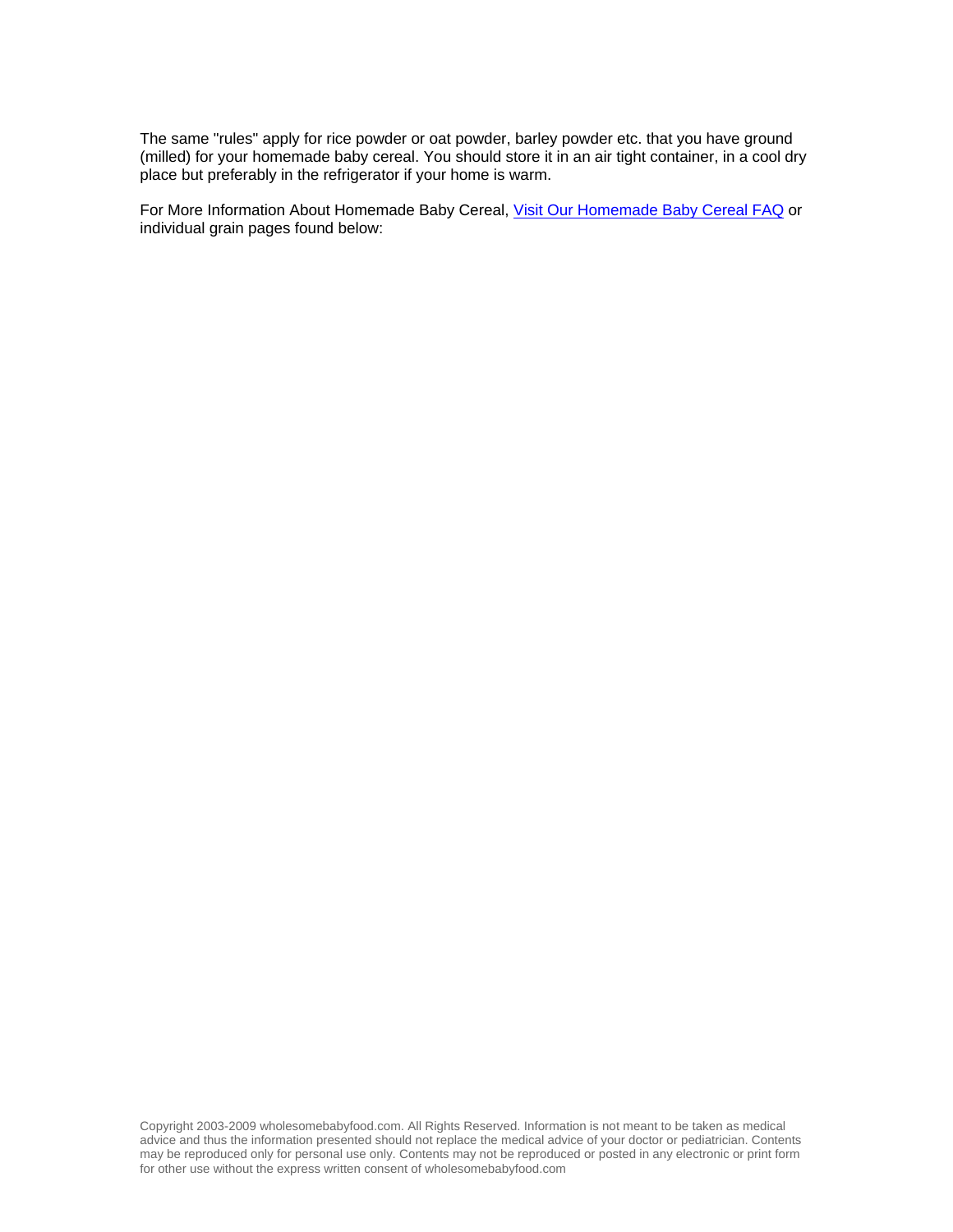The same "rules" apply for rice powder or oat powder, barley powder etc. that you have ground (milled) for your homemade baby cereal. You should store it in an air tight container, in a cool dry place but preferably in the refrigerator if your home is warm.

For More Information About Homemade Baby Cereal, [Visit Our Homemade Baby Cereal FAQ] or individual grain pages found below:

Copyright 2003-2009 wholesomebabyfood.com. All Rights Reserved. Information is not meant to be taken as medical advice and thus the information presented should not replace the medical advice of your doctor or pediatrician. Contents may be reproduced only for personal use only. Contents may not be reproduced or posted in any electronic or print form for other use without the express written consent of wholesomebabyfood.com